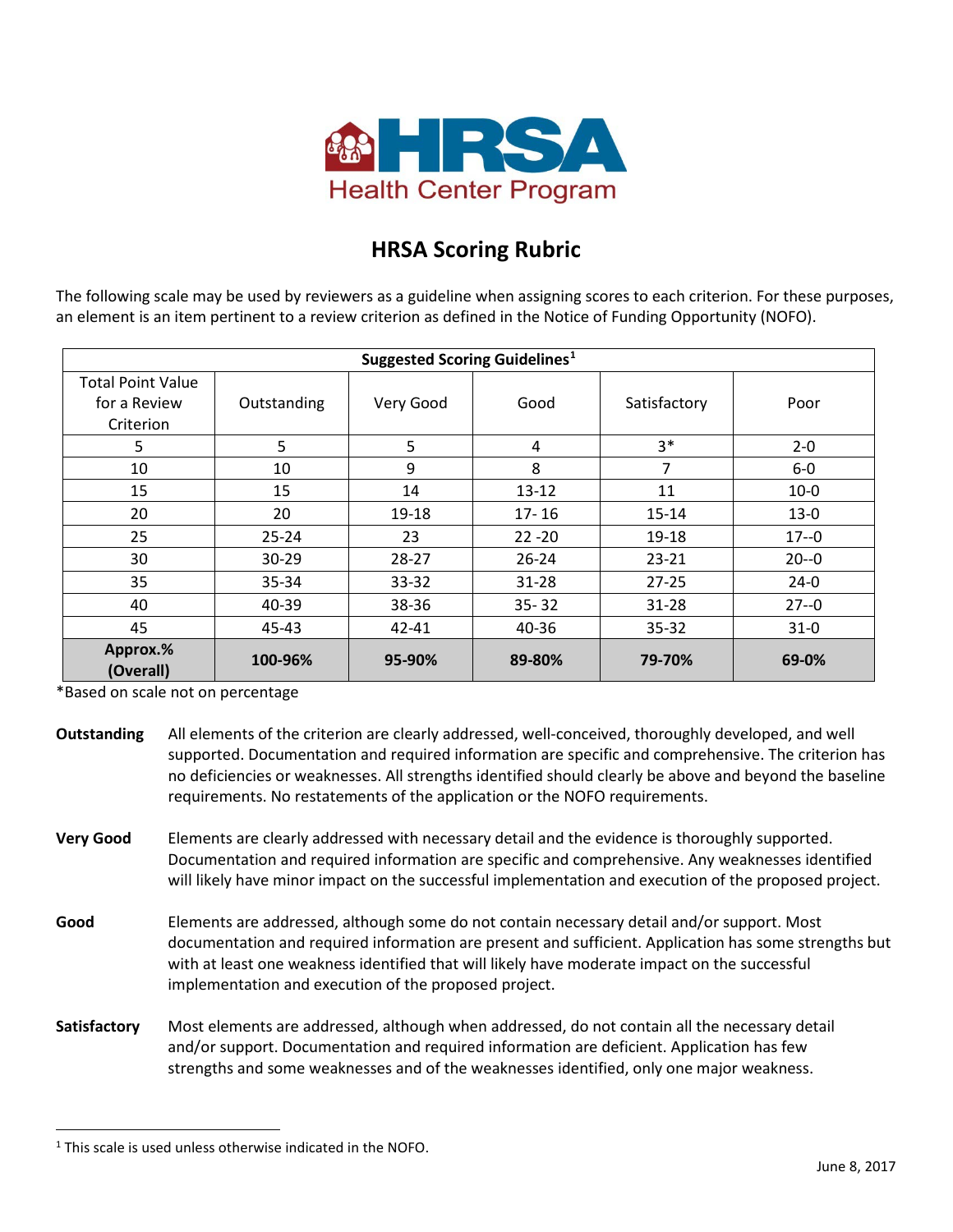HRSA Health Center Program

# HRSA Scoring Rubric

The following scale may be used by reviewers as a guideline when assigning scores to each criterion. For these purposes, an element is an item pertinent to a review criterion as defined in the Notice of Funding Opportunity (NOFO).

| Suggested Scoring Guidelines[1] | | | | | |
|---|---|---|---|---|---|
| Total Point Value for a Review Criterion | Outstanding | Very Good | Good | Satisfactory | Poor |
| 5 | 5 | 5 | 4 | 3* | 2-0 |
| 10 | 10 | 9 | 8 | 7 | 6-0 |
| 15 | 15 | 14 | 13-12 | 11 | 10-0 |
| 20 | 20 | 19-18 | 17- 16 | 15-14 | 13-0 |
| 25 | 25-24 | 23 | 22 -20 | 19-18 | 17--0 |
| 30 | 30-29 | 28-27 | 26-24 | 23-21 | 20--0 |
| 35 | 35-34 | 33-32 | 31-28 | 27-25 | 24-0 |
| 40 | 40-39 | 38-36 | 35- 32 | 31-28 | 27--0 |
| 45 | 45-43 | 42-41 | 40-36 | 35-32 | 31-0 |
| **Approx.% (Overall)** | **100-96%** | **95-90%** | **89-80%** | **79-70%** | **69-0%** |

*Based on scale not on percentage

**Outstanding** All elements of the criterion are clearly addressed, well-conceived, thoroughly developed, and well supported. Documentation and required information are specific and comprehensive. The criterion has no deficiencies or weaknesses. All strengths identified should clearly be above and beyond the baseline requirements. No restatements of the application or the NOFO requirements.

**Very Good** Elements are clearly addressed with necessary detail and the evidence is thoroughly supported. Documentation and required information are specific and comprehensive. Any weaknesses identified will likely have minor impact on the successful implementation and execution of the proposed project.

**Good** Elements are addressed, although some do not contain necessary detail and/or support. Most documentation and required information are present and sufficient. Application has some strengths but with at least one weakness identified that will likely have moderate impact on the successful implementation and execution of the proposed project.

**Satisfactory** Most elements are addressed, although when addressed, do not contain all the necessary detail and/or support. Documentation and required information are deficient. Application has few strengths and some weaknesses and of the weaknesses identified, only one major weakness.

[1] This scale is used unless otherwise indicated in the NOFO.

June 8, 2017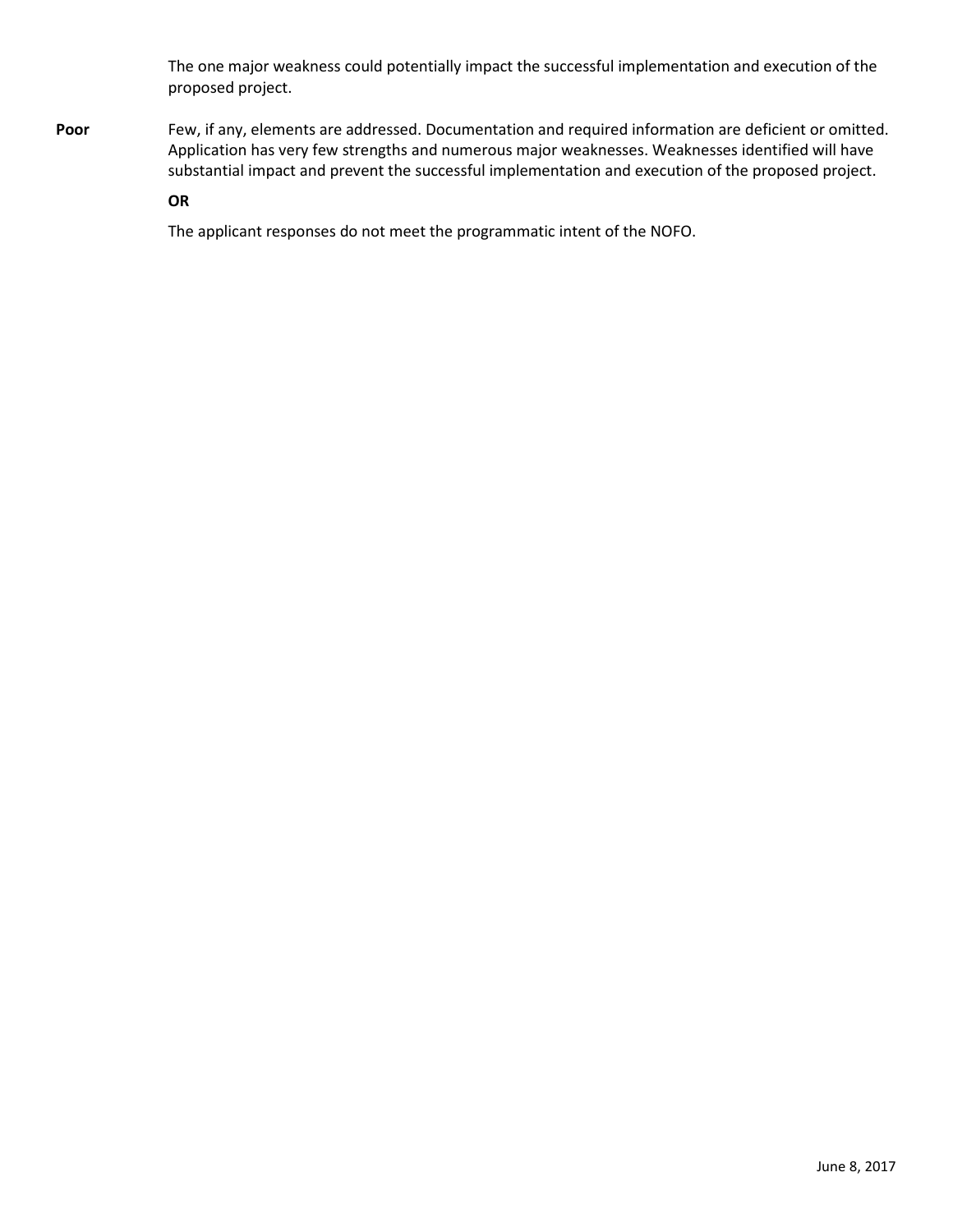The one major weakness could potentially impact the successful implementation and execution of the proposed project.

**Poor** Few, if any, elements are addressed. Documentation and required information are deficient or omitted. Application has very few strengths and numerous major weaknesses. Weaknesses identified will have substantial impact and prevent the successful implementation and execution of the proposed project.

**OR**

The applicant responses do not meet the programmatic intent of the NOFO.

June 8, 2017